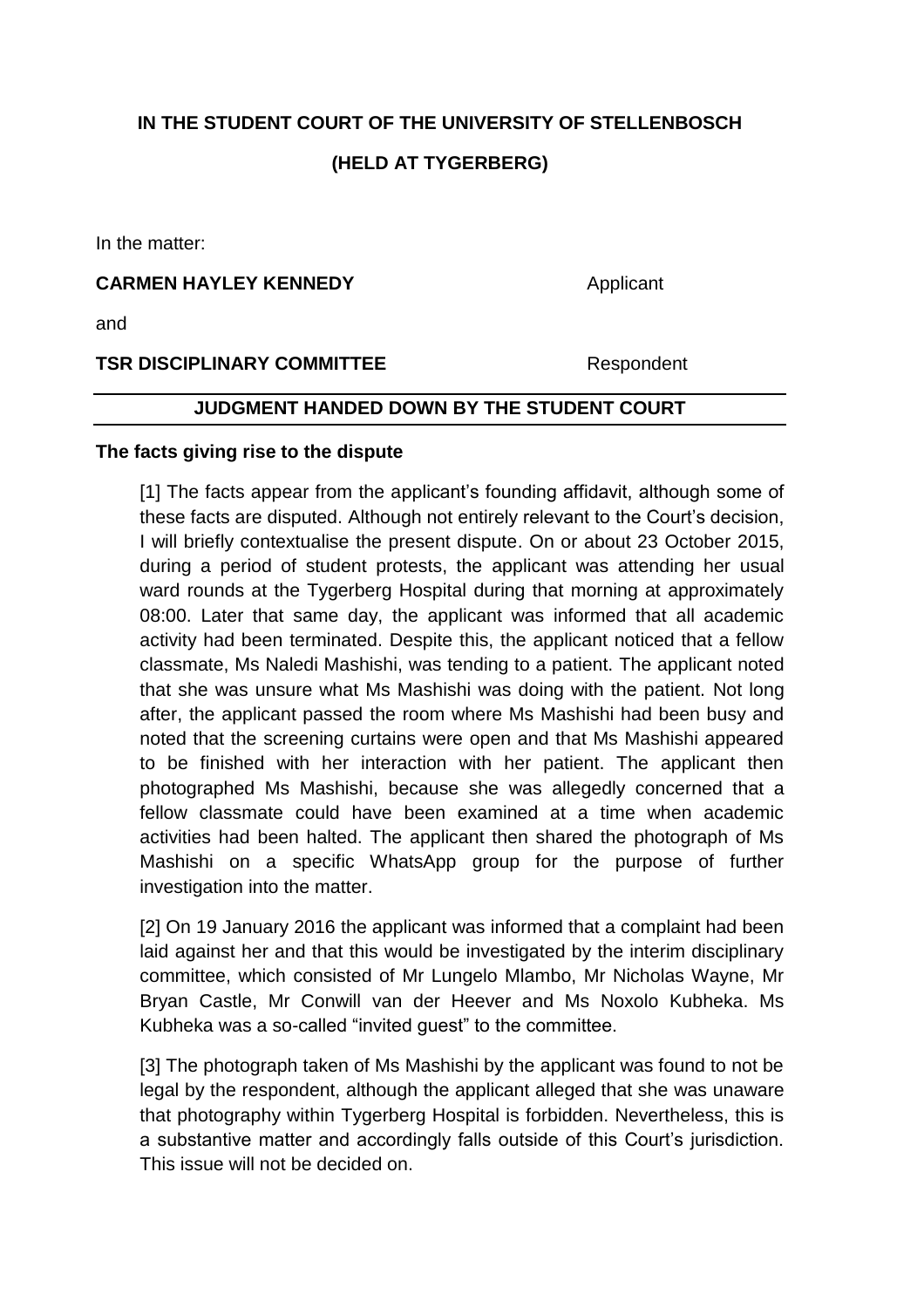**IN THE STUDENT COURT OF THE UNIVERSITY OF STELLENBOSCH**

**(HELD AT TYGERBERG)**

In the matter:

**CARMEN HAYLEY KENNEDY** Applicant

and

**TSR DISCIPLINARY COMMITTEE** Respondent

## JUDGMENT HANDED DOWN BY THE STUDENT COURT

### The facts giving rise to the dispute

[1] The facts appear from the applicant's founding affidavit, although some of these facts are disputed. Although not entirely relevant to the Court's decision, I will briefly contextualise the present dispute. On or about 23 October 2015, during a period of student protests, the applicant was attending her usual ward rounds at the Tygerberg Hospital during that morning at approximately 08:00. Later that same day, the applicant was informed that all academic activity had been terminated. Despite this, the applicant noticed that a fellow classmate, Ms Naledi Mashishi, was tending to a patient. The applicant noted that she was unsure what Ms Mashishi was doing with the patient. Not long after, the applicant passed the room where Ms Mashishi had been busy and noted that the screening curtains were open and that Ms Mashishi appeared to be finished with her interaction with her patient. The applicant then photographed Ms Mashishi, because she was allegedly concerned that a fellow classmate could have been examined at a time when academic activities had been halted. The applicant then shared the photograph of Ms Mashishi on a specific WhatsApp group for the purpose of further investigation into the matter.

[2] On 19 January 2016 the applicant was informed that a complaint had been laid against her and that this would be investigated by the interim disciplinary committee, which consisted of Mr Lungelo Mlambo, Mr Nicholas Wayne, Mr Bryan Castle, Mr Conwill van der Heever and Ms Noxolo Kubheka. Ms Kubheka was a so-called "invited guest" to the committee.

[3] The photograph taken of Ms Mashishi by the applicant was found to not be legal by the respondent, although the applicant alleged that she was unaware that photography within Tygerberg Hospital is forbidden. Nevertheless, this is a substantive matter and accordingly falls outside of this Court's jurisdiction. This issue will not be decided on.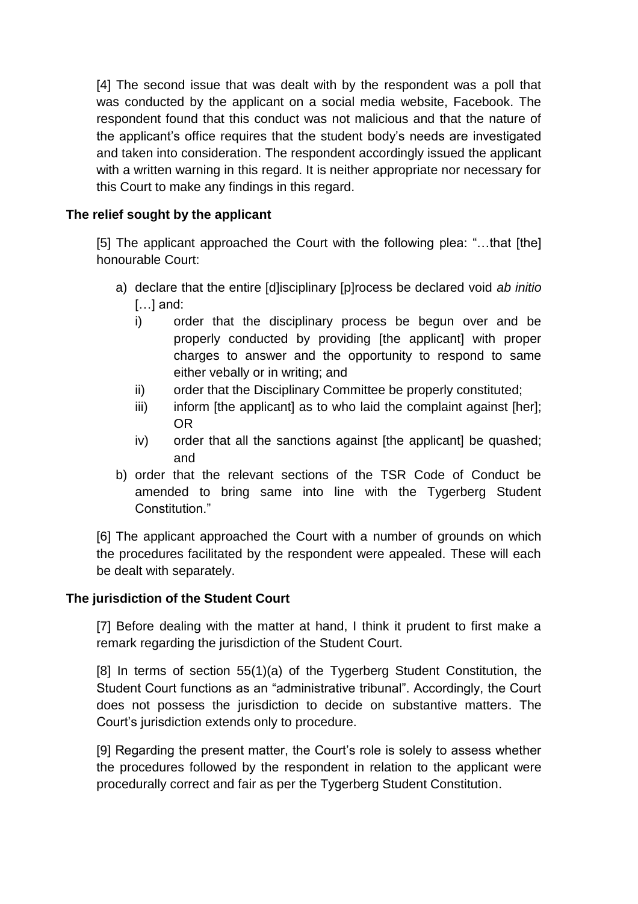[4] The second issue that was dealt with by the respondent was a poll that was conducted by the applicant on a social media website, Facebook. The respondent found that this conduct was not malicious and that the nature of the applicant's office requires that the student body's needs are investigated and taken into consideration. The respondent accordingly issued the applicant with a written warning in this regard. It is neither appropriate nor necessary for this Court to make any findings in this regard.

**The relief sought by the applicant**

[5] The applicant approached the Court with the following plea: "…that [the] honourable Court:

a) declare that the entire [d]isciplinary [p]rocess be declared void *ab initio* […] and:
   i) order that the disciplinary process be begun over and be properly conducted by providing [the applicant] with proper charges to answer and the opportunity to respond to same either vebally or in writing; and
   ii) order that the Disciplinary Committee be properly constituted;
   iii) inform [the applicant] as to who laid the complaint against [her]; OR
   iv) order that all the sanctions against [the applicant] be quashed; and
b) order that the relevant sections of the TSR Code of Conduct be amended to bring same into line with the Tygerberg Student Constitution."

[6] The applicant approached the Court with a number of grounds on which the procedures facilitated by the respondent were appealed. These will each be dealt with separately.

**The jurisdiction of the Student Court**

[7] Before dealing with the matter at hand, I think it prudent to first make a remark regarding the jurisdiction of the Student Court.

[8] In terms of section 55(1)(a) of the Tygerberg Student Constitution, the Student Court functions as an "administrative tribunal". Accordingly, the Court does not possess the jurisdiction to decide on substantive matters. The Court's jurisdiction extends only to procedure.

[9] Regarding the present matter, the Court's role is solely to assess whether the procedures followed by the respondent in relation to the applicant were procedurally correct and fair as per the Tygerberg Student Constitution.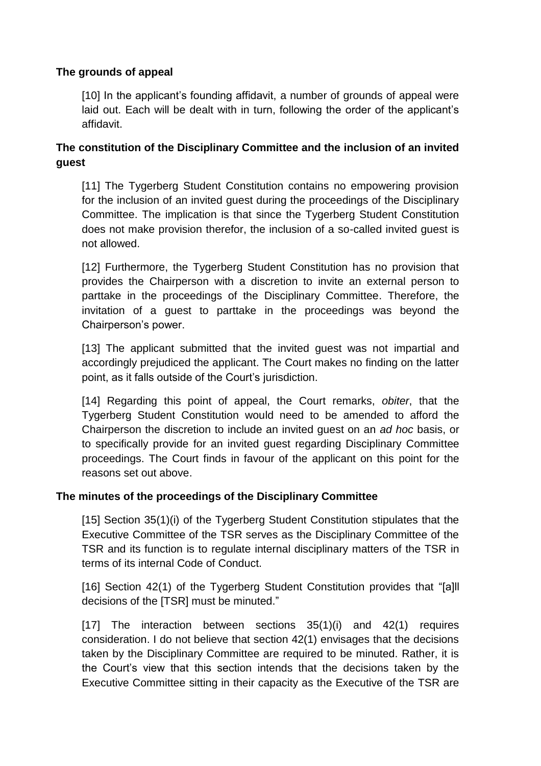## The grounds of appeal

[10] In the applicant's founding affidavit, a number of grounds of appeal were laid out. Each will be dealt with in turn, following the order of the applicant's affidavit.

## The constitution of the Disciplinary Committee and the inclusion of an invited guest

[11] The Tygerberg Student Constitution contains no empowering provision for the inclusion of an invited guest during the proceedings of the Disciplinary Committee. The implication is that since the Tygerberg Student Constitution does not make provision therefor, the inclusion of a so-called invited guest is not allowed.

[12] Furthermore, the Tygerberg Student Constitution has no provision that provides the Chairperson with a discretion to invite an external person to parttake in the proceedings of the Disciplinary Committee. Therefore, the invitation of a guest to parttake in the proceedings was beyond the Chairperson's power.

[13] The applicant submitted that the invited guest was not impartial and accordingly prejudiced the applicant. The Court makes no finding on the latter point, as it falls outside of the Court's jurisdiction.

[14] Regarding this point of appeal, the Court remarks, *obiter*, that the Tygerberg Student Constitution would need to be amended to afford the Chairperson the discretion to include an invited guest on an *ad hoc* basis, or to specifically provide for an invited guest regarding Disciplinary Committee proceedings. The Court finds in favour of the applicant on this point for the reasons set out above.

## The minutes of the proceedings of the Disciplinary Committee

[15] Section 35(1)(i) of the Tygerberg Student Constitution stipulates that the Executive Committee of the TSR serves as the Disciplinary Committee of the TSR and its function is to regulate internal disciplinary matters of the TSR in terms of its internal Code of Conduct.

[16] Section 42(1) of the Tygerberg Student Constitution provides that "[a]ll decisions of the [TSR] must be minuted."

[17] The interaction between sections 35(1)(i) and 42(1) requires consideration. I do not believe that section 42(1) envisages that the decisions taken by the Disciplinary Committee are required to be minuted. Rather, it is the Court's view that this section intends that the decisions taken by the Executive Committee sitting in their capacity as the Executive of the TSR are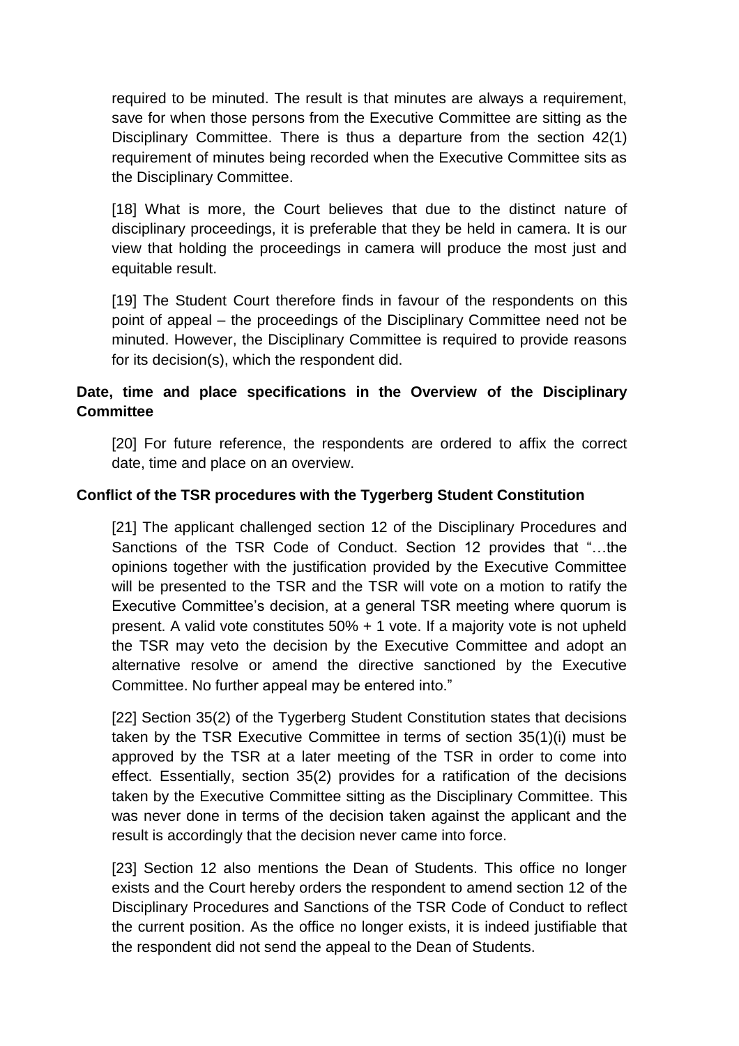required to be minuted. The result is that minutes are always a requirement, save for when those persons from the Executive Committee are sitting as the Disciplinary Committee. There is thus a departure from the section 42(1) requirement of minutes being recorded when the Executive Committee sits as the Disciplinary Committee.

[18] What is more, the Court believes that due to the distinct nature of disciplinary proceedings, it is preferable that they be held in camera. It is our view that holding the proceedings in camera will produce the most just and equitable result.

[19] The Student Court therefore finds in favour of the respondents on this point of appeal – the proceedings of the Disciplinary Committee need not be minuted. However, the Disciplinary Committee is required to provide reasons for its decision(s), which the respondent did.

**Date, time and place specifications in the Overview of the Disciplinary Committee**

[20] For future reference, the respondents are ordered to affix the correct date, time and place on an overview.

**Conflict of the TSR procedures with the Tygerberg Student Constitution**

[21] The applicant challenged section 12 of the Disciplinary Procedures and Sanctions of the TSR Code of Conduct. Section 12 provides that "…the opinions together with the justification provided by the Executive Committee will be presented to the TSR and the TSR will vote on a motion to ratify the Executive Committee's decision, at a general TSR meeting where quorum is present. A valid vote constitutes 50% + 1 vote. If a majority vote is not upheld the TSR may veto the decision by the Executive Committee and adopt an alternative resolve or amend the directive sanctioned by the Executive Committee. No further appeal may be entered into."

[22] Section 35(2) of the Tygerberg Student Constitution states that decisions taken by the TSR Executive Committee in terms of section 35(1)(i) must be approved by the TSR at a later meeting of the TSR in order to come into effect. Essentially, section 35(2) provides for a ratification of the decisions taken by the Executive Committee sitting as the Disciplinary Committee. This was never done in terms of the decision taken against the applicant and the result is accordingly that the decision never came into force.

[23] Section 12 also mentions the Dean of Students. This office no longer exists and the Court hereby orders the respondent to amend section 12 of the Disciplinary Procedures and Sanctions of the TSR Code of Conduct to reflect the current position. As the office no longer exists, it is indeed justifiable that the respondent did not send the appeal to the Dean of Students.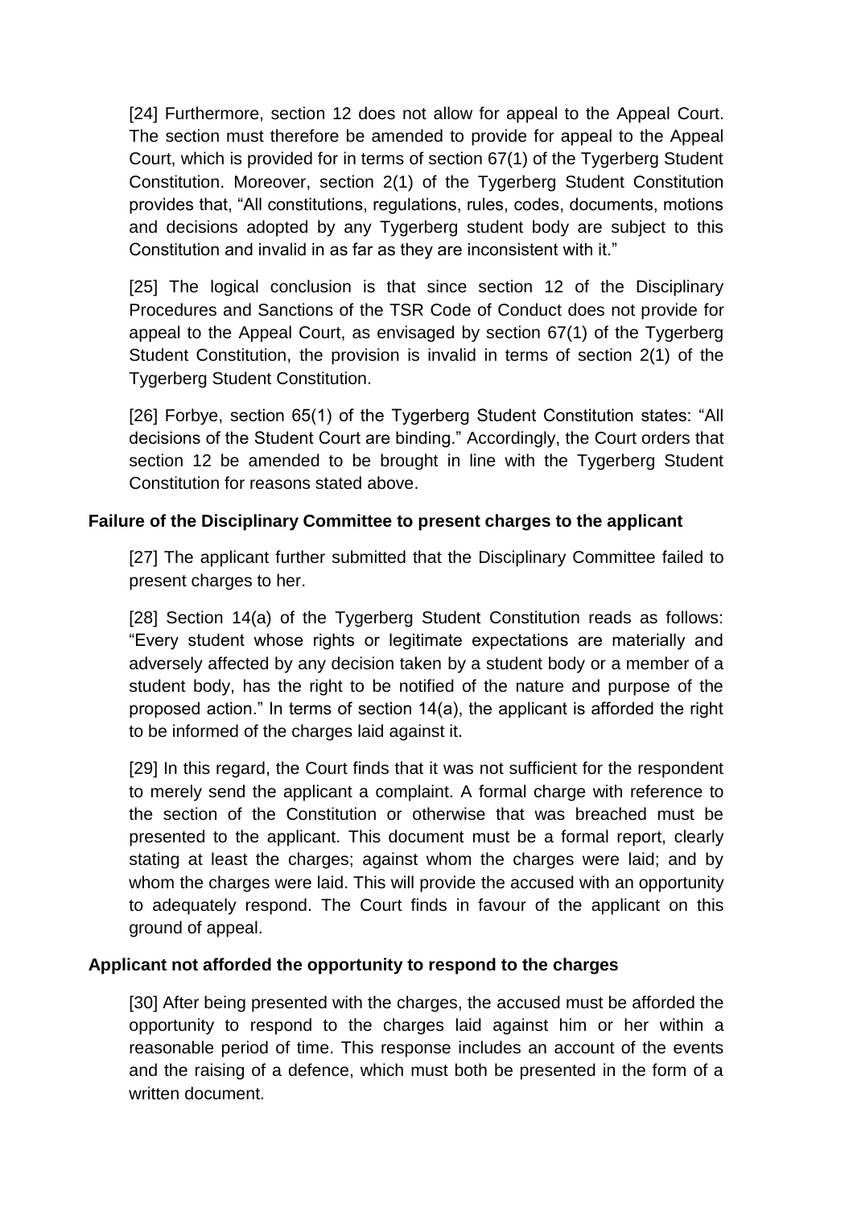[24] Furthermore, section 12 does not allow for appeal to the Appeal Court. The section must therefore be amended to provide for appeal to the Appeal Court, which is provided for in terms of section 67(1) of the Tygerberg Student Constitution. Moreover, section 2(1) of the Tygerberg Student Constitution provides that, "All constitutions, regulations, rules, codes, documents, motions and decisions adopted by any Tygerberg student body are subject to this Constitution and invalid in as far as they are inconsistent with it."

[25] The logical conclusion is that since section 12 of the Disciplinary Procedures and Sanctions of the TSR Code of Conduct does not provide for appeal to the Appeal Court, as envisaged by section 67(1) of the Tygerberg Student Constitution, the provision is invalid in terms of section 2(1) of the Tygerberg Student Constitution.

[26] Forbye, section 65(1) of the Tygerberg Student Constitution states: "All decisions of the Student Court are binding." Accordingly, the Court orders that section 12 be amended to be brought in line with the Tygerberg Student Constitution for reasons stated above.

**Failure of the Disciplinary Committee to present charges to the applicant**

[27] The applicant further submitted that the Disciplinary Committee failed to present charges to her.

[28] Section 14(a) of the Tygerberg Student Constitution reads as follows: "Every student whose rights or legitimate expectations are materially and adversely affected by any decision taken by a student body or a member of a student body, has the right to be notified of the nature and purpose of the proposed action." In terms of section 14(a), the applicant is afforded the right to be informed of the charges laid against it.

[29] In this regard, the Court finds that it was not sufficient for the respondent to merely send the applicant a complaint. A formal charge with reference to the section of the Constitution or otherwise that was breached must be presented to the applicant. This document must be a formal report, clearly stating at least the charges; against whom the charges were laid; and by whom the charges were laid. This will provide the accused with an opportunity to adequately respond. The Court finds in favour of the applicant on this ground of appeal.

**Applicant not afforded the opportunity to respond to the charges**

[30] After being presented with the charges, the accused must be afforded the opportunity to respond to the charges laid against him or her within a reasonable period of time. This response includes an account of the events and the raising of a defence, which must both be presented in the form of a written document.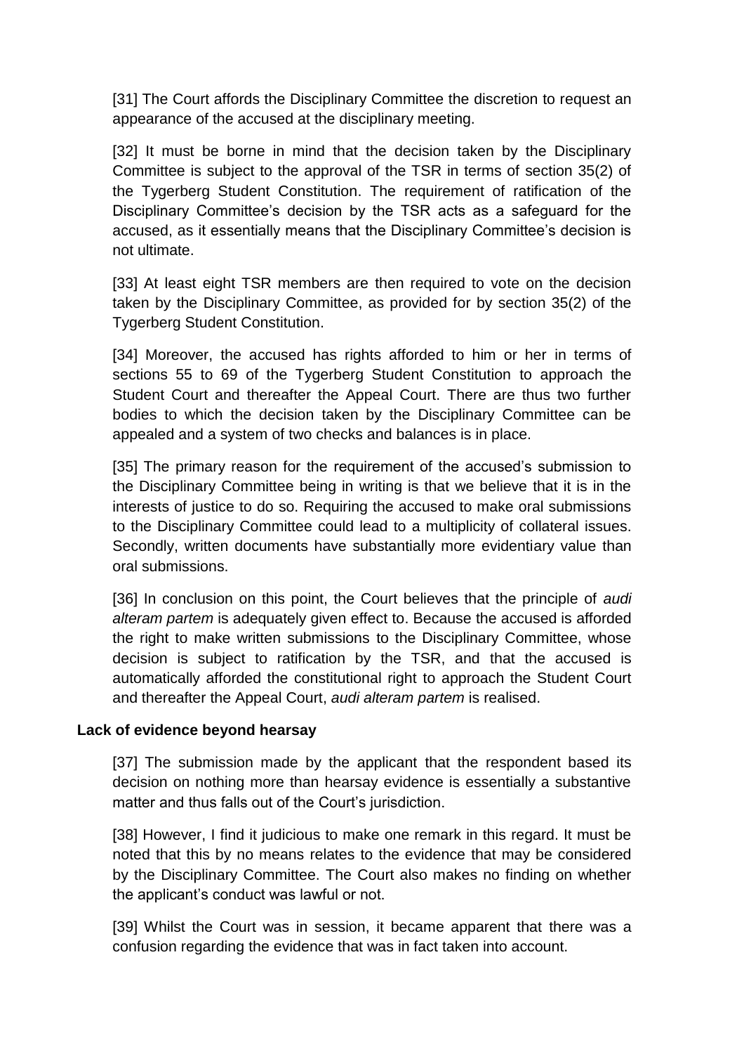[31] The Court affords the Disciplinary Committee the discretion to request an appearance of the accused at the disciplinary meeting.

[32] It must be borne in mind that the decision taken by the Disciplinary Committee is subject to the approval of the TSR in terms of section 35(2) of the Tygerberg Student Constitution. The requirement of ratification of the Disciplinary Committee's decision by the TSR acts as a safeguard for the accused, as it essentially means that the Disciplinary Committee's decision is not ultimate.

[33] At least eight TSR members are then required to vote on the decision taken by the Disciplinary Committee, as provided for by section 35(2) of the Tygerberg Student Constitution.

[34] Moreover, the accused has rights afforded to him or her in terms of sections 55 to 69 of the Tygerberg Student Constitution to approach the Student Court and thereafter the Appeal Court. There are thus two further bodies to which the decision taken by the Disciplinary Committee can be appealed and a system of two checks and balances is in place.

[35] The primary reason for the requirement of the accused's submission to the Disciplinary Committee being in writing is that we believe that it is in the interests of justice to do so. Requiring the accused to make oral submissions to the Disciplinary Committee could lead to a multiplicity of collateral issues. Secondly, written documents have substantially more evidentiary value than oral submissions.

[36] In conclusion on this point, the Court believes that the principle of *audi alteram partem* is adequately given effect to. Because the accused is afforded the right to make written submissions to the Disciplinary Committee, whose decision is subject to ratification by the TSR, and that the accused is automatically afforded the constitutional right to approach the Student Court and thereafter the Appeal Court, *audi alteram partem* is realised.

**Lack of evidence beyond hearsay**

[37] The submission made by the applicant that the respondent based its decision on nothing more than hearsay evidence is essentially a substantive matter and thus falls out of the Court's jurisdiction.

[38] However, I find it judicious to make one remark in this regard. It must be noted that this by no means relates to the evidence that may be considered by the Disciplinary Committee. The Court also makes no finding on whether the applicant's conduct was lawful or not.

[39] Whilst the Court was in session, it became apparent that there was a confusion regarding the evidence that was in fact taken into account.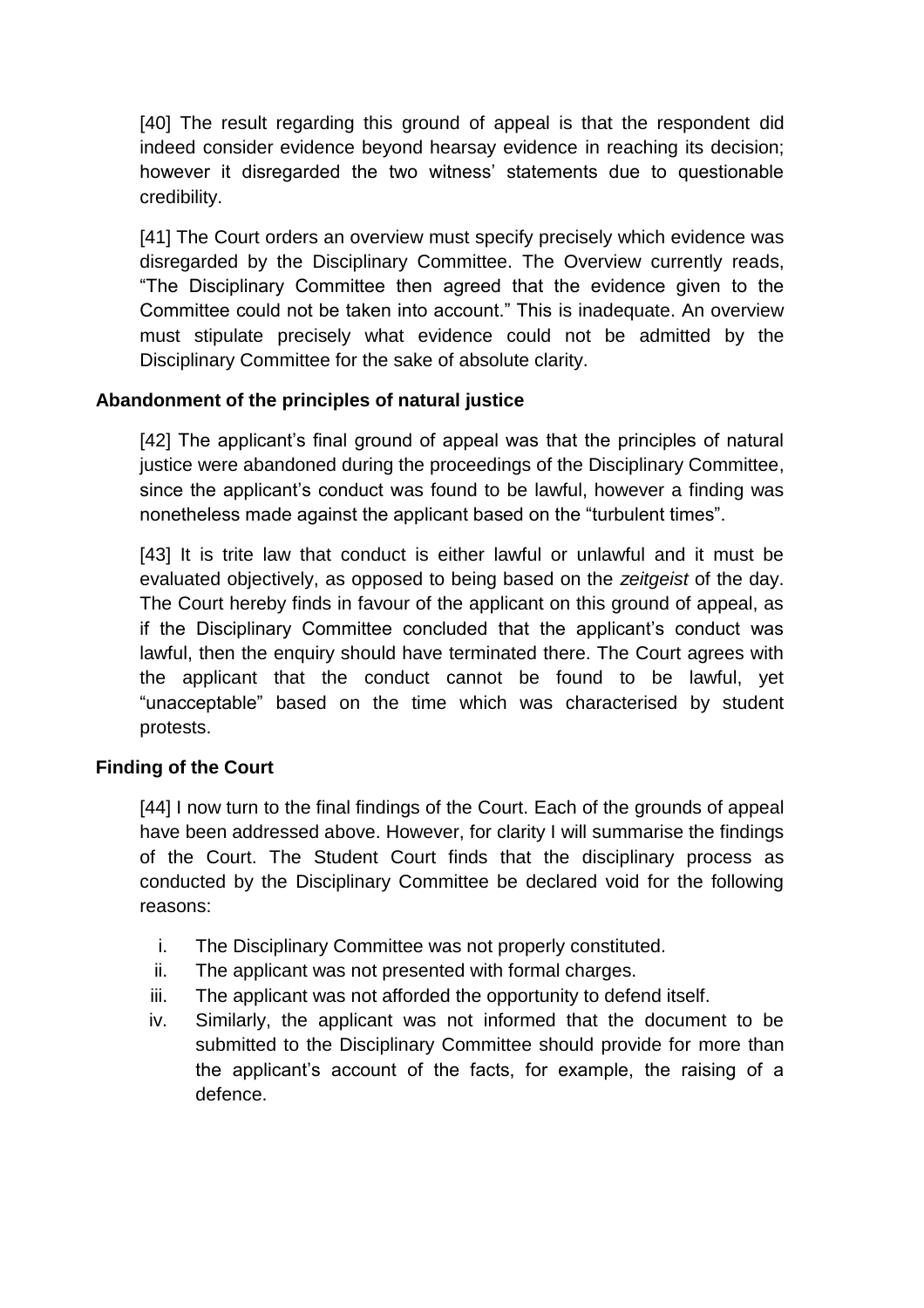[40] The result regarding this ground of appeal is that the respondent did indeed consider evidence beyond hearsay evidence in reaching its decision; however it disregarded the two witness' statements due to questionable credibility.

[41] The Court orders an overview must specify precisely which evidence was disregarded by the Disciplinary Committee. The Overview currently reads, "The Disciplinary Committee then agreed that the evidence given to the Committee could not be taken into account." This is inadequate. An overview must stipulate precisely what evidence could not be admitted by the Disciplinary Committee for the sake of absolute clarity.

**Abandonment of the principles of natural justice**

[42] The applicant's final ground of appeal was that the principles of natural justice were abandoned during the proceedings of the Disciplinary Committee, since the applicant's conduct was found to be lawful, however a finding was nonetheless made against the applicant based on the "turbulent times".

[43] It is trite law that conduct is either lawful or unlawful and it must be evaluated objectively, as opposed to being based on the *zeitgeist* of the day. The Court hereby finds in favour of the applicant on this ground of appeal, as if the Disciplinary Committee concluded that the applicant's conduct was lawful, then the enquiry should have terminated there. The Court agrees with the applicant that the conduct cannot be found to be lawful, yet "unacceptable" based on the time which was characterised by student protests.

**Finding of the Court**

[44] I now turn to the final findings of the Court. Each of the grounds of appeal have been addressed above. However, for clarity I will summarise the findings of the Court. The Student Court finds that the disciplinary process as conducted by the Disciplinary Committee be declared void for the following reasons:

i. The Disciplinary Committee was not properly constituted.
ii. The applicant was not presented with formal charges.
iii. The applicant was not afforded the opportunity to defend itself.
iv. Similarly, the applicant was not informed that the document to be submitted to the Disciplinary Committee should provide for more than the applicant's account of the facts, for example, the raising of a defence.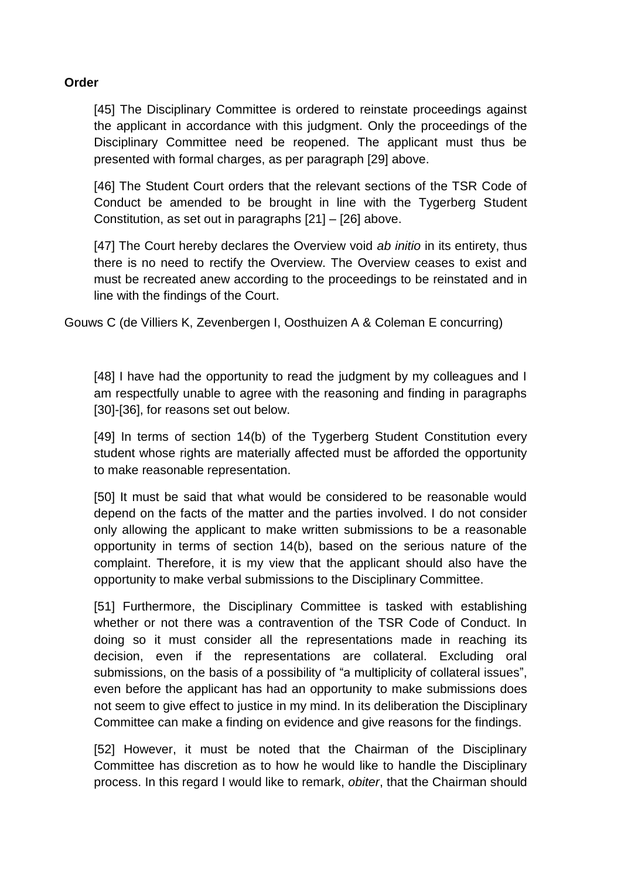**Order**

[45] The Disciplinary Committee is ordered to reinstate proceedings against the applicant in accordance with this judgment. Only the proceedings of the Disciplinary Committee need be reopened. The applicant must thus be presented with formal charges, as per paragraph [29] above.

[46] The Student Court orders that the relevant sections of the TSR Code of Conduct be amended to be brought in line with the Tygerberg Student Constitution, as set out in paragraphs [21] – [26] above.

[47] The Court hereby declares the Overview void *ab initio* in its entirety, thus there is no need to rectify the Overview. The Overview ceases to exist and must be recreated anew according to the proceedings to be reinstated and in line with the findings of the Court.

Gouws C (de Villiers K, Zevenbergen I, Oosthuizen A & Coleman E concurring)

[48] I have had the opportunity to read the judgment by my colleagues and I am respectfully unable to agree with the reasoning and finding in paragraphs [30]-[36], for reasons set out below.

[49] In terms of section 14(b) of the Tygerberg Student Constitution every student whose rights are materially affected must be afforded the opportunity to make reasonable representation.

[50] It must be said that what would be considered to be reasonable would depend on the facts of the matter and the parties involved. I do not consider only allowing the applicant to make written submissions to be a reasonable opportunity in terms of section 14(b), based on the serious nature of the complaint. Therefore, it is my view that the applicant should also have the opportunity to make verbal submissions to the Disciplinary Committee.

[51] Furthermore, the Disciplinary Committee is tasked with establishing whether or not there was a contravention of the TSR Code of Conduct. In doing so it must consider all the representations made in reaching its decision, even if the representations are collateral. Excluding oral submissions, on the basis of a possibility of "a multiplicity of collateral issues", even before the applicant has had an opportunity to make submissions does not seem to give effect to justice in my mind. In its deliberation the Disciplinary Committee can make a finding on evidence and give reasons for the findings.

[52] However, it must be noted that the Chairman of the Disciplinary Committee has discretion as to how he would like to handle the Disciplinary process. In this regard I would like to remark, *obiter*, that the Chairman should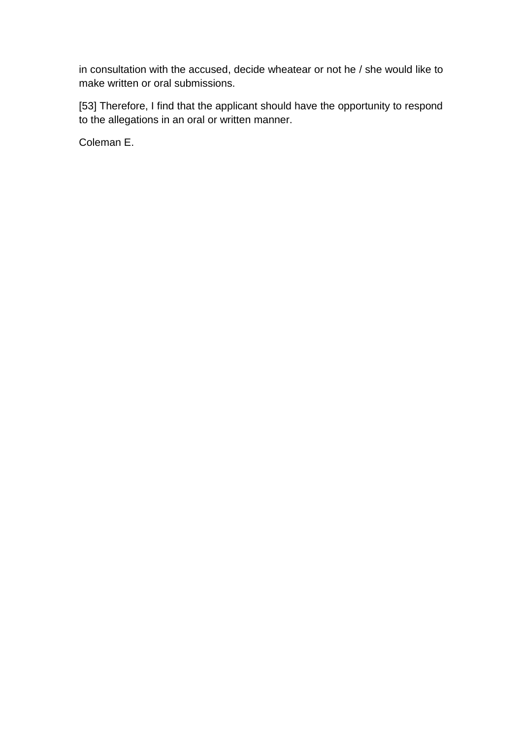in consultation with the accused, decide wheatear or not he / she would like to make written or oral submissions.

[53] Therefore, I find that the applicant should have the opportunity to respond to the allegations in an oral or written manner.

Coleman E.